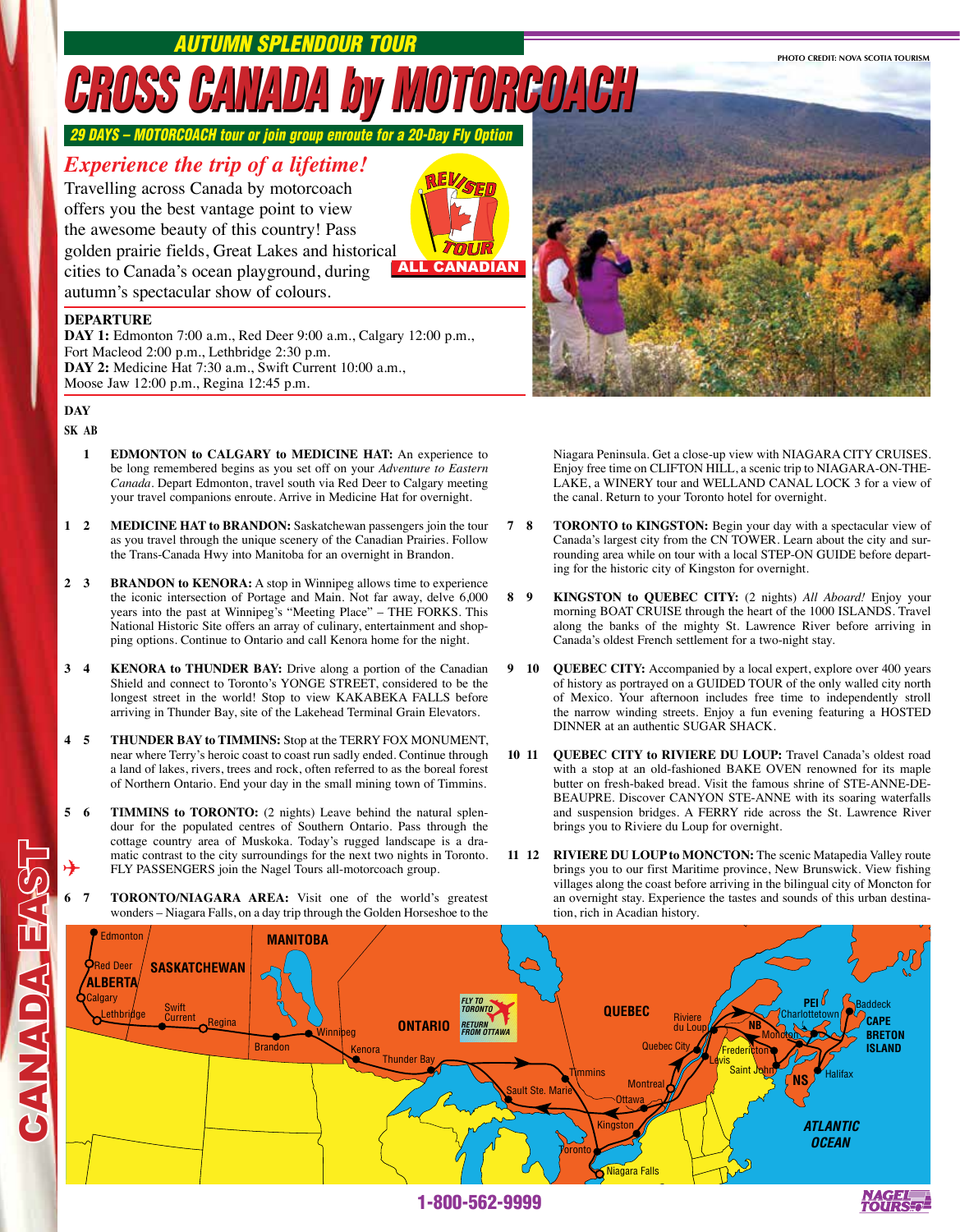## AUTUMN SPLENDOUR TOUR

# CROSS CANADA by MOTORCOACH

**29 DAYS – MOTORCOACH tour or join group enroute for a 20-Day Fly Option**

PHOTO CREDIT: NOVA SCOTIA TOURISM

REVISED TOUR — ALL CANADIAN

## *Experience the trip of a lifetime!*

Travelling across Canada by motorcoach offers you the best vantage point to view the awesome beauty of this country! Pass golden prairie fields, Great Lakes and historical cities to Canada's ocean playground, during autumn's spectacular show of colours.

### DEPARTURE

**DAY 1:** Edmonton 7:00 a.m., Red Deer 9:00 a.m., Calgary 12:00 p.m., Fort Macleod 2:00 p.m., Lethbridge 2:30 p.m.
**DAY 2:** Medicine Hat 7:30 a.m., Swift Current 10:00 a.m., Moose Jaw 12:00 p.m., Regina 12:45 p.m.

**DAY**
**SK AB**

**1** **EDMONTON to CALGARY to MEDICINE HAT:** An experience to be long remembered begins as you set off on your *Adventure to Eastern Canada*. Depart Edmonton, travel south via Red Deer to Calgary meeting your travel companions enroute. Arrive in Medicine Hat for overnight.

**1 2** **MEDICINE HAT to BRANDON:** Saskatchewan passengers join the tour as you travel through the unique scenery of the Canadian Prairies. Follow the Trans-Canada Hwy into Manitoba for an overnight in Brandon.

**2 3** **BRANDON to KENORA:** A stop in Winnipeg allows time to experience the iconic intersection of Portage and Main. Not far away, delve 6,000 years into the past at Winnipeg's "Meeting Place" – THE FORKS. This National Historic Site offers an array of culinary, entertainment and shopping options. Continue to Ontario and call Kenora home for the night.

**3 4** **KENORA to THUNDER BAY:** Drive along a portion of the Canadian Shield and connect to Toronto's YONGE STREET, considered to be the longest street in the world! Stop to view KAKABEKA FALLS before arriving in Thunder Bay, site of the Lakehead Terminal Grain Elevators.

**4 5** **THUNDER BAY to TIMMINS:** Stop at the TERRY FOX MONUMENT, near where Terry's heroic coast to coast run sadly ended. Continue through a land of lakes, rivers, trees and rock, often referred to as the boreal forest of Northern Ontario. End your day in the small mining town of Timmins.

**5 6** ✈ **TIMMINS to TORONTO:** (2 nights) Leave behind the natural splendour for the populated centres of Southern Ontario. Pass through the cottage country area of Muskoka. Today's rugged landscape is a dramatic contrast to the city surroundings for the next two nights in Toronto. FLY PASSENGERS join the Nagel Tours all-motorcoach group.

**6 7** **TORONTO/NIAGARA AREA:** Visit one of the world's greatest wonders – Niagara Falls, on a day trip through the Golden Horseshoe to the Niagara Peninsula. Get a close-up view with NIAGARA CITY CRUISES. Enjoy free time on CLIFTON HILL, a scenic trip to NIAGARA-ON-THE-LAKE, a WINERY tour and WELLAND CANAL LOCK 3 for a view of the canal. Return to your Toronto hotel for overnight.

**7 8** **TORONTO to KINGSTON:** Begin your day with a spectacular view of Canada's largest city from the CN TOWER. Learn about the city and surrounding area while on tour with a local STEP-ON GUIDE before departing for the historic city of Kingston for overnight.

**8 9** **KINGSTON to QUEBEC CITY:** (2 nights) *All Aboard!* Enjoy your morning BOAT CRUISE through the heart of the 1000 ISLANDS. Travel along the banks of the mighty St. Lawrence River before arriving in Canada's oldest French settlement for a two-night stay.

**9 10** **QUEBEC CITY:** Accompanied by a local expert, explore over 400 years of history as portrayed on a GUIDED TOUR of the only walled city north of Mexico. Your afternoon includes free time to independently stroll the narrow winding streets. Enjoy a fun evening featuring a HOSTED DINNER at an authentic SUGAR SHACK.

**10 11** **QUEBEC CITY to RIVIERE DU LOUP:** Travel Canada's oldest road with a stop at an old-fashioned BAKE OVEN renowned for its maple butter on fresh-baked bread. Visit the famous shrine of STE-ANNE-DE-BEAUPRE. Discover CANYON STE-ANNE with its soaring waterfalls and suspension bridges. A FERRY ride across the St. Lawrence River brings you to Riviere du Loup for overnight.

**11 12** **RIVIERE DU LOUP to MONCTON:** The scenic Matapedia Valley route brings you to our first Maritime province, New Brunswick. View fishing villages along the coast before arriving in the bilingual city of Moncton for an overnight stay. Experience the tastes and sounds of this urban destination, rich in Acadian history.

1-800-562-9999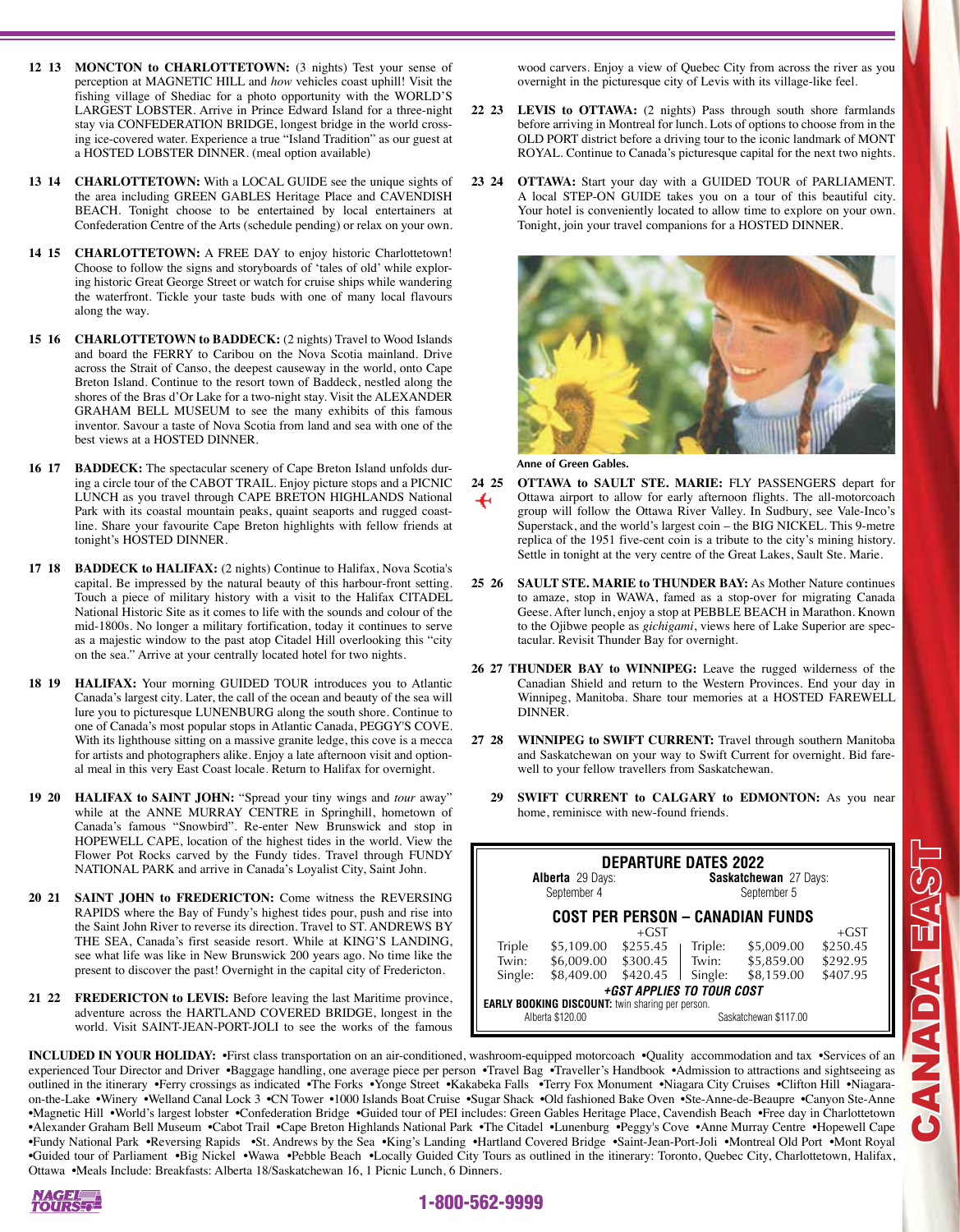**12 13 MONCTON to CHARLOTTETOWN:** (3 nights) Test your sense of perception at MAGNETIC HILL and *how* vehicles coast uphill! Visit the fishing village of Shediac for a photo opportunity with the WORLD'S LARGEST LOBSTER. Arrive in Prince Edward Island for a three-night stay via CONFEDERATION BRIDGE, longest bridge in the world crossing ice-covered water. Experience a true "Island Tradition" as our guest at a HOSTED LOBSTER DINNER. (meal option available)

**13 14 CHARLOTTETOWN:** With a LOCAL GUIDE see the unique sights of the area including GREEN GABLES Heritage Place and CAVENDISH BEACH. Tonight choose to be entertained by local entertainers at Confederation Centre of the Arts (schedule pending) or relax on your own.

**14 15 CHARLOTTETOWN:** A FREE DAY to enjoy historic Charlottetown! Choose to follow the signs and storyboards of 'tales of old' while exploring historic Great George Street or watch for cruise ships while wandering the waterfront. Tickle your taste buds with one of many local flavours along the way.

**15 16 CHARLOTTETOWN to BADDECK:** (2 nights) Travel to Wood Islands and board the FERRY to Caribou on the Nova Scotia mainland. Drive across the Strait of Canso, the deepest causeway in the world, onto Cape Breton Island. Continue to the resort town of Baddeck, nestled along the shores of the Bras d'Or Lake for a two-night stay. Visit the ALEXANDER GRAHAM BELL MUSEUM to see the many exhibits of this famous inventor. Savour a taste of Nova Scotia from land and sea with one of the best views at a HOSTED DINNER.

**16 17 BADDECK:** The spectacular scenery of Cape Breton Island unfolds during a circle tour of the CABOT TRAIL. Enjoy picture stops and a PICNIC LUNCH as you travel through CAPE BRETON HIGHLANDS National Park with its coastal mountain peaks, quaint seaports and rugged coastline. Share your favourite Cape Breton highlights with fellow friends at tonight's HOSTED DINNER.

**17 18 BADDECK to HALIFAX:** (2 nights) Continue to Halifax, Nova Scotia's capital. Be impressed by the natural beauty of this harbour-front setting. Touch a piece of military history with a visit to the Halifax CITADEL National Historic Site as it comes to life with the sounds and colour of the mid-1800s. No longer a military fortification, today it continues to serve as a majestic window to the past atop Citadel Hill overlooking this "city on the sea." Arrive at your centrally located hotel for two nights.

**18 19 HALIFAX:** Your morning GUIDED TOUR introduces you to Atlantic Canada's largest city. Later, the call of the ocean and beauty of the sea will lure you to picturesque LUNENBURG along the south shore. Continue to one of Canada's most popular stops in Atlantic Canada, PEGGY'S COVE. With its lighthouse sitting on a massive granite ledge, this cove is a mecca for artists and photographers alike. Enjoy a late afternoon visit and optional meal in this very East Coast locale. Return to Halifax for overnight.

**19 20 HALIFAX to SAINT JOHN:** "Spread your tiny wings and *tour* away" while at the ANNE MURRAY CENTRE in Springhill, hometown of Canada's famous "Snowbird". Re-enter New Brunswick and stop in HOPEWELL CAPE, location of the highest tides in the world. View the Flower Pot Rocks carved by the Fundy tides. Travel through FUNDY NATIONAL PARK and arrive in Canada's Loyalist City, Saint John.

**20 21 SAINT JOHN to FREDERICTON:** Come witness the REVERSING RAPIDS where the Bay of Fundy's highest tides pour, push and rise into the Saint John River to reverse its direction. Travel to ST. ANDREWS BY THE SEA, Canada's first seaside resort. While at KING'S LANDING, see what life was like in New Brunswick 200 years ago. No time like the present to discover the past! Overnight in the capital city of Fredericton.

**21 22 FREDERICTON to LEVIS:** Before leaving the last Maritime province, adventure across the HARTLAND COVERED BRIDGE, longest in the world. Visit SAINT-JEAN-PORT-JOLI to see the works of the famous wood carvers. Enjoy a view of Quebec City from across the river as you overnight in the picturesque city of Levis with its village-like feel.

**22 23 LEVIS to OTTAWA:** (2 nights) Pass through south shore farmlands before arriving in Montreal for lunch. Lots of options to choose from in the OLD PORT district before a driving tour to the iconic landmark of MONT ROYAL. Continue to Canada's picturesque capital for the next two nights.

**23 24 OTTAWA:** Start your day with a GUIDED TOUR of PARLIAMENT. A local STEP-ON GUIDE takes you on a tour of this beautiful city. Your hotel is conveniently located to allow time to explore on your own. Tonight, join your travel companions for a HOSTED DINNER.

**Anne of Green Gables.**

**24 25 OTTAWA to SAULT STE. MARIE:** FLY PASSENGERS depart for Ottawa airport to allow for early afternoon flights. The all-motorcoach group will follow the Ottawa River Valley. In Sudbury, see Vale-Inco's Superstack, and the world's largest coin – the BIG NICKEL. This 9-metre replica of the 1951 five-cent coin is a tribute to the city's mining history. Settle in tonight at the very centre of the Great Lakes, Sault Ste. Marie.

**25 26 SAULT STE. MARIE to THUNDER BAY:** As Mother Nature continues to amaze, stop in WAWA, famed as a stop-over for migrating Canada Geese. After lunch, enjoy a stop at PEBBLE BEACH in Marathon. Known to the Ojibwe people as *gichigami*, views here of Lake Superior are spectacular. Revisit Thunder Bay for overnight.

**26 27 THUNDER BAY to WINNIPEG:** Leave the rugged wilderness of the Canadian Shield and return to the Western Provinces. End your day in Winnipeg, Manitoba. Share tour memories at a HOSTED FAREWELL DINNER.

**27 28 WINNIPEG to SWIFT CURRENT:** Travel through southern Manitoba and Saskatchewan on your way to Swift Current for overnight. Bid farewell to your fellow travellers from Saskatchewan.

**29 SWIFT CURRENT to CALGARY to EDMONTON:** As you near home, reminisce with new-found friends.

## DEPARTURE DATES 2022

**Alberta** 29 Days: September 4
**Saskatchewan** 27 Days: September 5

## COST PER PERSON – CANADIAN FUNDS

| Alberta | | +GST | Saskatchewan | | +GST |
|---|---|---|---|---|---|
| Triple | $5,109.00 | $255.45 | Triple: | $5,009.00 | $250.45 |
| Twin: | $6,009.00 | $300.45 | Twin: | $5,859.00 | $292.95 |
| Single: | $8,409.00 | $420.45 | Single: | $8,159.00 | $407.95 |

***+GST APPLIES TO TOUR COST***

**EARLY BOOKING DISCOUNT:** twin sharing per person.
Alberta $120.00 Saskatchewan $117.00

**INCLUDED IN YOUR HOLIDAY:** •First class transportation on an air-conditioned, washroom-equipped motorcoach •Quality accommodation and tax •Services of an experienced Tour Director and Driver •Baggage handling, one average piece per person •Travel Bag •Traveller's Handbook •Admission to attractions and sightseeing as outlined in the itinerary •Ferry crossings as indicated •The Forks •Yonge Street •Kakabeka Falls •Terry Fox Monument •Niagara City Cruises •Clifton Hill •Niagara-on-the-Lake •Winery •Welland Canal Lock 3 •CN Tower •1000 Islands Boat Cruise •Sugar Shack •Old fashioned Bake Oven •Ste-Anne-de-Beaupre •Canyon Ste-Anne •Magnetic Hill •World's largest lobster •Confederation Bridge •Guided tour of PEI includes: Green Gables Heritage Place, Cavendish Beach •Free day in Charlottetown •Alexander Graham Bell Museum •Cabot Trail •Cape Breton Highlands National Park •The Citadel •Lunenburg •Peggy's Cove •Anne Murray Centre •Hopewell Cape •Fundy National Park •Reversing Rapids •St. Andrews by the Sea •King's Landing •Hartland Covered Bridge •Saint-Jean-Port-Joli •Montreal Old Port •Mont Royal •Guided tour of Parliament •Big Nickel •Wawa •Pebble Beach •Locally Guided City Tours as outlined in the itinerary: Toronto, Quebec City, Charlottetown, Halifax, Ottawa •Meals Include: Breakfasts: Alberta 18/Saskatchewan 16, 1 Picnic Lunch, 6 Dinners.

1-800-562-9999

CANADA EAST